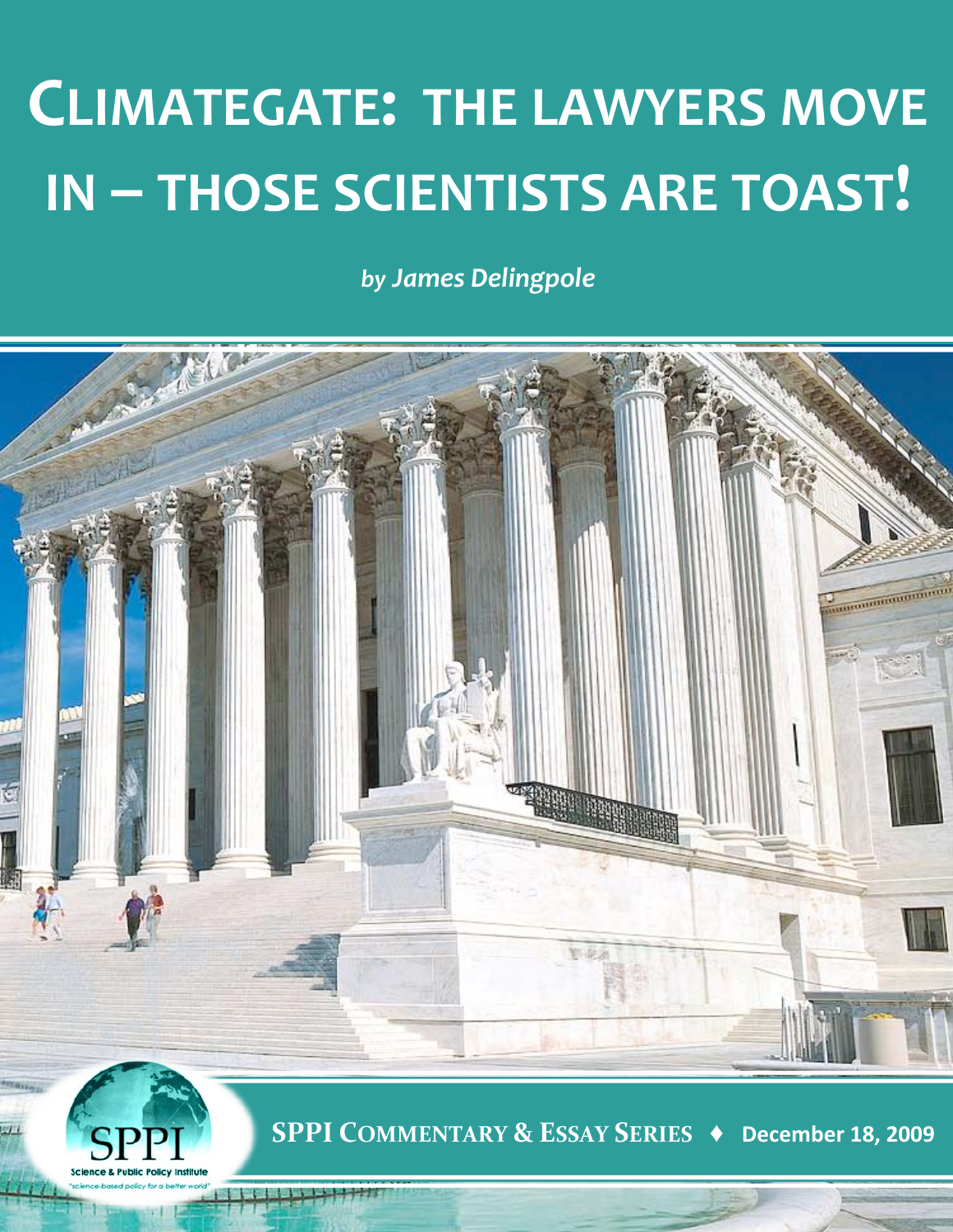# CLIMATEGATE: THE LAWYERS MOVE IN – THOSE SCIENTISTS ARE TOAST!

*by James Delingpole*

SPPI
Science & Public Policy Institute
"science-based policy for a better world"

SPPI COMMENTARY & ESSAY SERIES ♦ December 18, 2009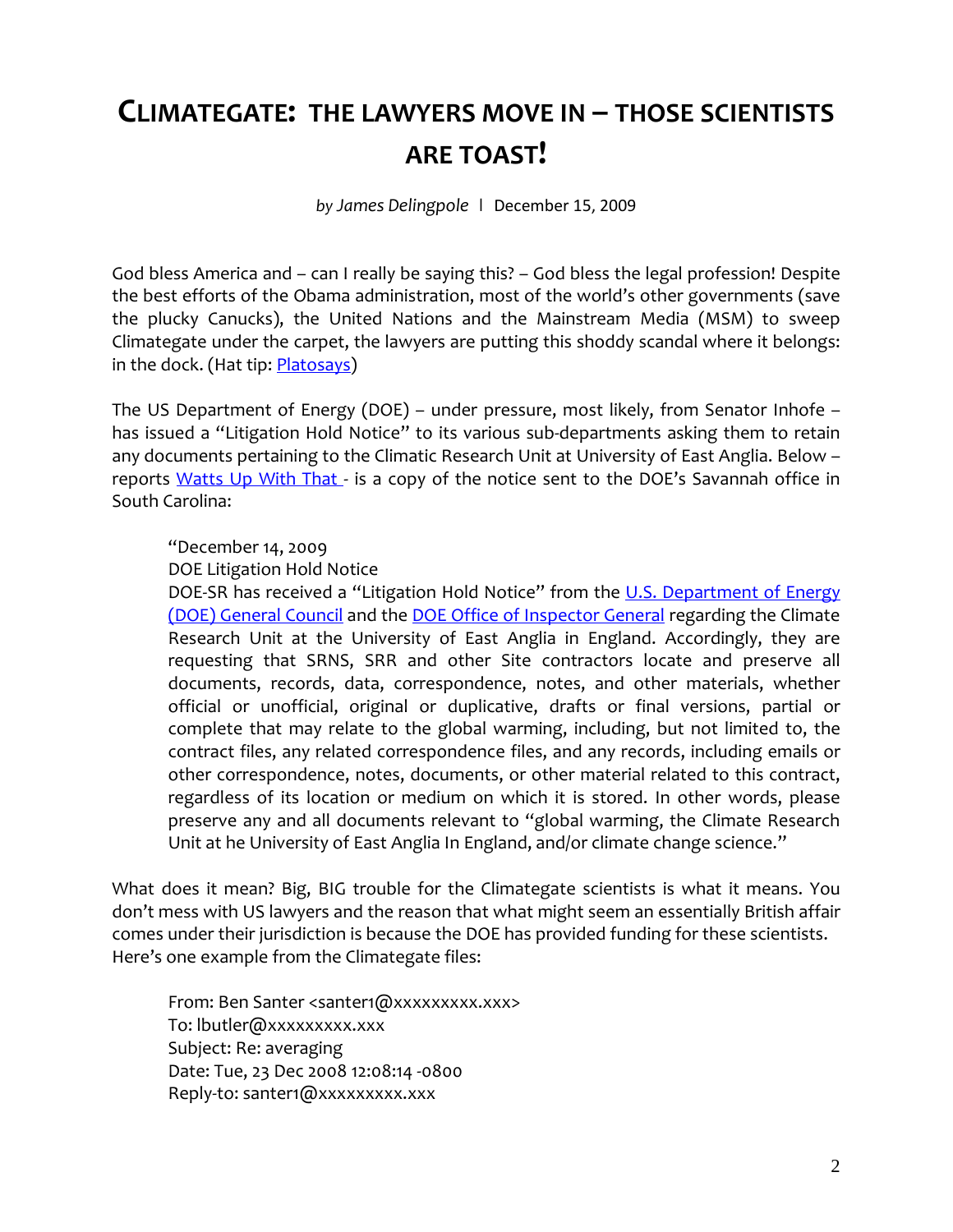# CLIMATEGATE: THE LAWYERS MOVE IN – THOSE SCIENTISTS ARE TOAST!

*by James Delingpole* | December 15, 2009

God bless America and – can I really be saying this? – God bless the legal profession! Despite the best efforts of the Obama administration, most of the world's other governments (save the plucky Canucks), the United Nations and the Mainstream Media (MSM) to sweep Climategate under the carpet, the lawyers are putting this shoddy scandal where it belongs: in the dock. (Hat tip: Platosays)

The US Department of Energy (DOE) – under pressure, most likely, from Senator Inhofe – has issued a "Litigation Hold Notice" to its various sub-departments asking them to retain any documents pertaining to the Climatic Research Unit at University of East Anglia. Below – reports Watts Up With That - is a copy of the notice sent to the DOE's Savannah office in South Carolina:

> "December 14, 2009
> DOE Litigation Hold Notice
> DOE-SR has received a "Litigation Hold Notice" from the U.S. Department of Energy (DOE) General Council and the DOE Office of Inspector General regarding the Climate Research Unit at the University of East Anglia in England. Accordingly, they are requesting that SRNS, SRR and other Site contractors locate and preserve all documents, records, data, correspondence, notes, and other materials, whether official or unofficial, original or duplicative, drafts or final versions, partial or complete that may relate to the global warming, including, but not limited to, the contract files, any related correspondence files, and any records, including emails or other correspondence, notes, documents, or other material related to this contract, regardless of its location or medium on which it is stored. In other words, please preserve any and all documents relevant to "global warming, the Climate Research Unit at he University of East Anglia In England, and/or climate change science."

What does it mean? Big, BIG trouble for the Climategate scientists is what it means. You don't mess with US lawyers and the reason that what might seem an essentially British affair comes under their jurisdiction is because the DOE has provided funding for these scientists. Here's one example from the Climategate files:

> From: Ben Santer <santer1@xxxxxxxxx.xxx>
> To: lbutler@xxxxxxxxx.xxx
> Subject: Re: averaging
> Date: Tue, 23 Dec 2008 12:08:14 -0800
> Reply-to: santer1@xxxxxxxxx.xxx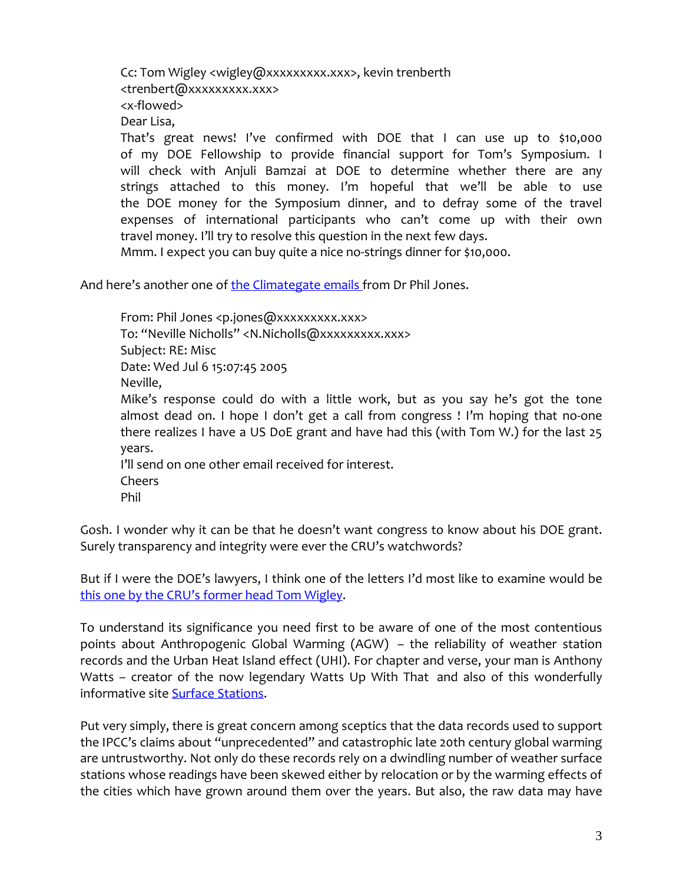> Cc: Tom Wigley <wigley@xxxxxxxxx.xxx>, kevin trenberth <trenbert@xxxxxxxxx.xxx>
> <x-flowed>
> Dear Lisa,
> That's great news! I've confirmed with DOE that I can use up to $10,000 of my DOE Fellowship to provide financial support for Tom's Symposium. I will check with Anjuli Bamzai at DOE to determine whether there are any strings attached to this money. I'm hopeful that we'll be able to use the DOE money for the Symposium dinner, and to defray some of the travel expenses of international participants who can't come up with their own travel money. I'll try to resolve this question in the next few days.
> Mmm. I expect you can buy quite a nice no-strings dinner for $10,000.

And here's another one of [the Climategate emails ](#)from Dr Phil Jones.

> From: Phil Jones <p.jones@xxxxxxxxx.xxx>
> To: "Neville Nicholls" <N.Nicholls@xxxxxxxxx.xxx>
> Subject: RE: Misc
> Date: Wed Jul 6 15:07:45 2005
> Neville,
> Mike's response could do with a little work, but as you say he's got the tone almost dead on. I hope I don't get a call from congress ! I'm hoping that no-one there realizes I have a US DoE grant and have had this (with Tom W.) for the last 25 years.
> I'll send on one other email received for interest.
> Cheers
> Phil

Gosh. I wonder why it can be that he doesn't want congress to know about his DOE grant. Surely transparency and integrity were ever the CRU's watchwords?

But if I were the DOE's lawyers, I think one of the letters I'd most like to examine would be [this one by the CRU's former head Tom Wigley](#).

To understand its significance you need first to be aware of one of the most contentious points about Anthropogenic Global Warming (AGW) – the reliability of weather station records and the Urban Heat Island effect (UHI). For chapter and verse, your man is Anthony Watts – creator of the now legendary Watts Up With That and also of this wonderfully informative site [Surface Stations](#).

Put very simply, there is great concern among sceptics that the data records used to support the IPCC's claims about "unprecedented" and catastrophic late 20th century global warming are untrustworthy. Not only do these records rely on a dwindling number of weather surface stations whose readings have been skewed either by relocation or by the warming effects of the cities which have grown around them over the years. But also, the raw data may have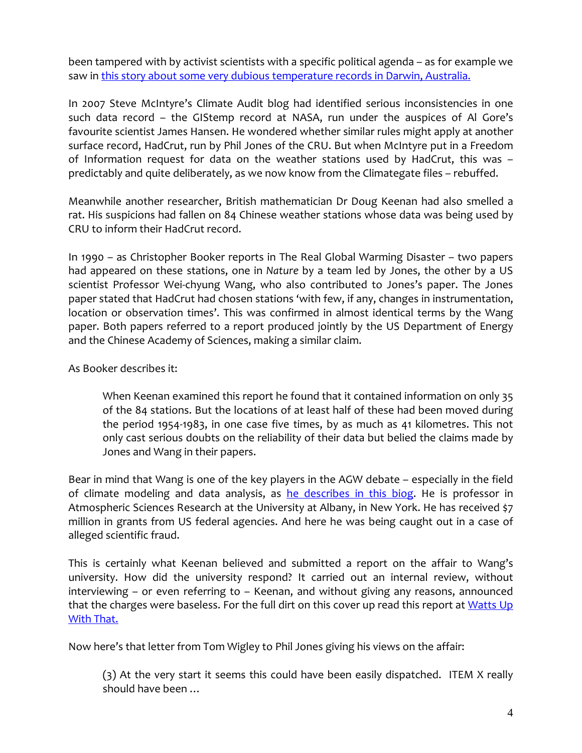been tampered with by activist scientists with a specific political agenda – as for example we saw in [this story about some very dubious temperature records in Darwin, Australia.]()

In 2007 Steve McIntyre's Climate Audit blog had identified serious inconsistencies in one such data record – the GIStemp record at NASA, run under the auspices of Al Gore's favourite scientist James Hansen. He wondered whether similar rules might apply at another surface record, HadCrut, run by Phil Jones of the CRU. But when McIntyre put in a Freedom of Information request for data on the weather stations used by HadCrut, this was – predictably and quite deliberately, as we now know from the Climategate files – rebuffed.

Meanwhile another researcher, British mathematician Dr Doug Keenan had also smelled a rat. His suspicions had fallen on 84 Chinese weather stations whose data was being used by CRU to inform their HadCrut record.

In 1990 – as Christopher Booker reports in The Real Global Warming Disaster – two papers had appeared on these stations, one in *Nature* by a team led by Jones, the other by a US scientist Professor Wei-chyung Wang, who also contributed to Jones's paper. The Jones paper stated that HadCrut had chosen stations 'with few, if any, changes in instrumentation, location or observation times'. This was confirmed in almost identical terms by the Wang paper. Both papers referred to a report produced jointly by the US Department of Energy and the Chinese Academy of Sciences, making a similar claim.

As Booker describes it:

> When Keenan examined this report he found that it contained information on only 35 of the 84 stations. But the locations of at least half of these had been moved during the period 1954-1983, in one case five times, by as much as 41 kilometres. This not only cast serious doubts on the reliability of their data but belied the claims made by Jones and Wang in their papers.

Bear in mind that Wang is one of the key players in the AGW debate – especially in the field of climate modeling and data analysis, as [he describes in this biog](). He is professor in Atmospheric Sciences Research at the University at Albany, in New York. He has received $7 million in grants from US federal agencies. And here he was being caught out in a case of alleged scientific fraud.

This is certainly what Keenan believed and submitted a report on the affair to Wang's university. How did the university respond? It carried out an internal review, without interviewing – or even referring to – Keenan, and without giving any reasons, announced that the charges were baseless. For the full dirt on this cover up read this report at [Watts Up With That.]()

Now here's that letter from Tom Wigley to Phil Jones giving his views on the affair:

> (3) At the very start it seems this could have been easily dispatched. ITEM X really should have been …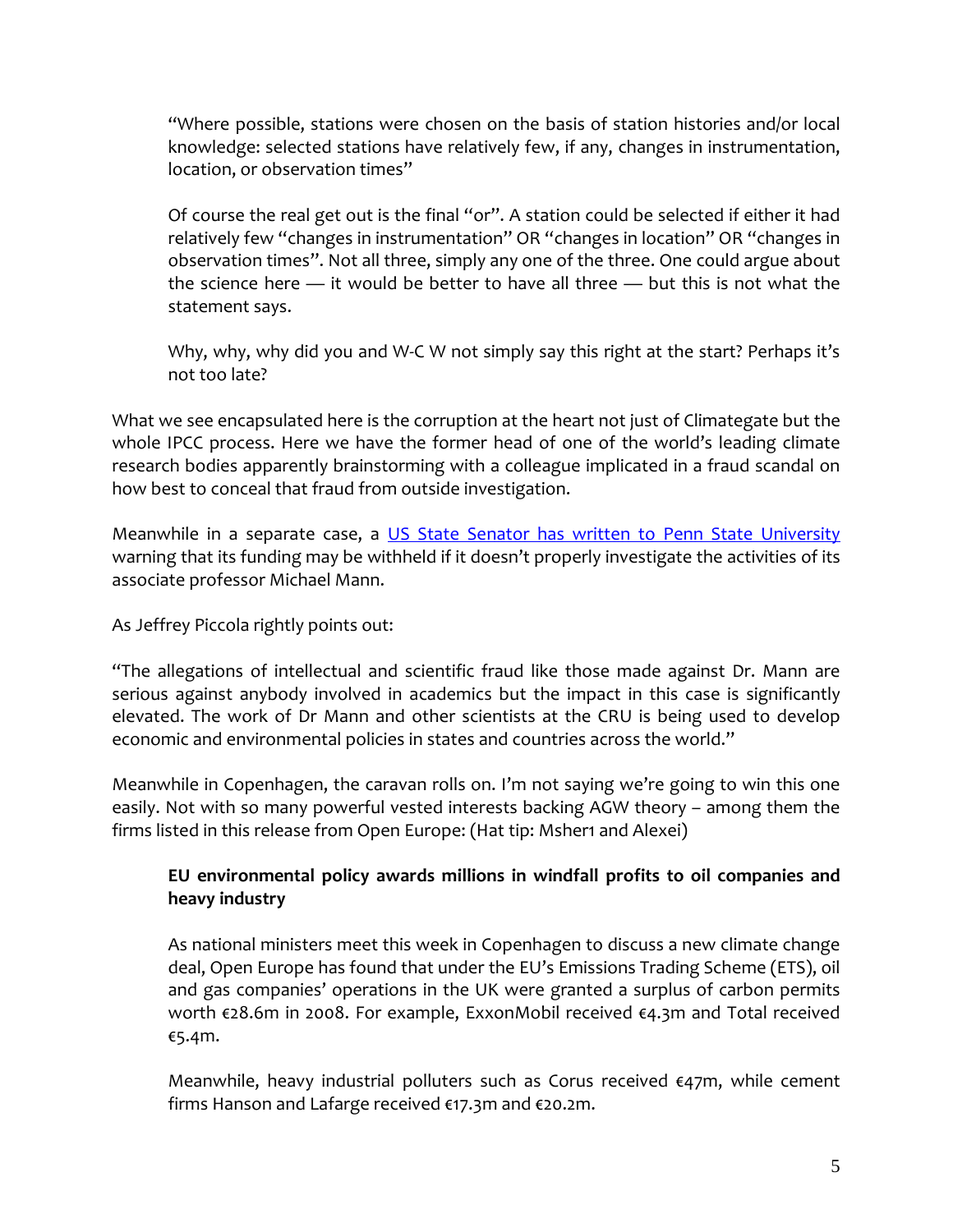> “Where possible, stations were chosen on the basis of station histories and/or local knowledge: selected stations have relatively few, if any, changes in instrumentation, location, or observation times”
>
> Of course the real get out is the final “or”. A station could be selected if either it had relatively few “changes in instrumentation” OR “changes in location” OR “changes in observation times”. Not all three, simply any one of the three. One could argue about the science here — it would be better to have all three — but this is not what the statement says.
>
> Why, why, why did you and W-C W not simply say this right at the start? Perhaps it’s not too late?

What we see encapsulated here is the corruption at the heart not just of Climategate but the whole IPCC process. Here we have the former head of one of the world’s leading climate research bodies apparently brainstorming with a colleague implicated in a fraud scandal on how best to conceal that fraud from outside investigation.

Meanwhile in a separate case, a US State Senator has written to Penn State University warning that its funding may be withheld if it doesn’t properly investigate the activities of its associate professor Michael Mann.

As Jeffrey Piccola rightly points out:

“The allegations of intellectual and scientific fraud like those made against Dr. Mann are serious against anybody involved in academics but the impact in this case is significantly elevated. The work of Dr Mann and other scientists at the CRU is being used to develop economic and environmental policies in states and countries across the world.”

Meanwhile in Copenhagen, the caravan rolls on. I’m not saying we’re going to win this one easily. Not with so many powerful vested interests backing AGW theory – among them the firms listed in this release from Open Europe: (Hat tip: Msher1 and Alexei)

> **EU environmental policy awards millions in windfall profits to oil companies and heavy industry**
>
> As national ministers meet this week in Copenhagen to discuss a new climate change deal, Open Europe has found that under the EU’s Emissions Trading Scheme (ETS), oil and gas companies’ operations in the UK were granted a surplus of carbon permits worth €28.6m in 2008. For example, ExxonMobil received €4.3m and Total received €5.4m.
>
> Meanwhile, heavy industrial polluters such as Corus received €47m, while cement firms Hanson and Lafarge received €17.3m and €20.2m.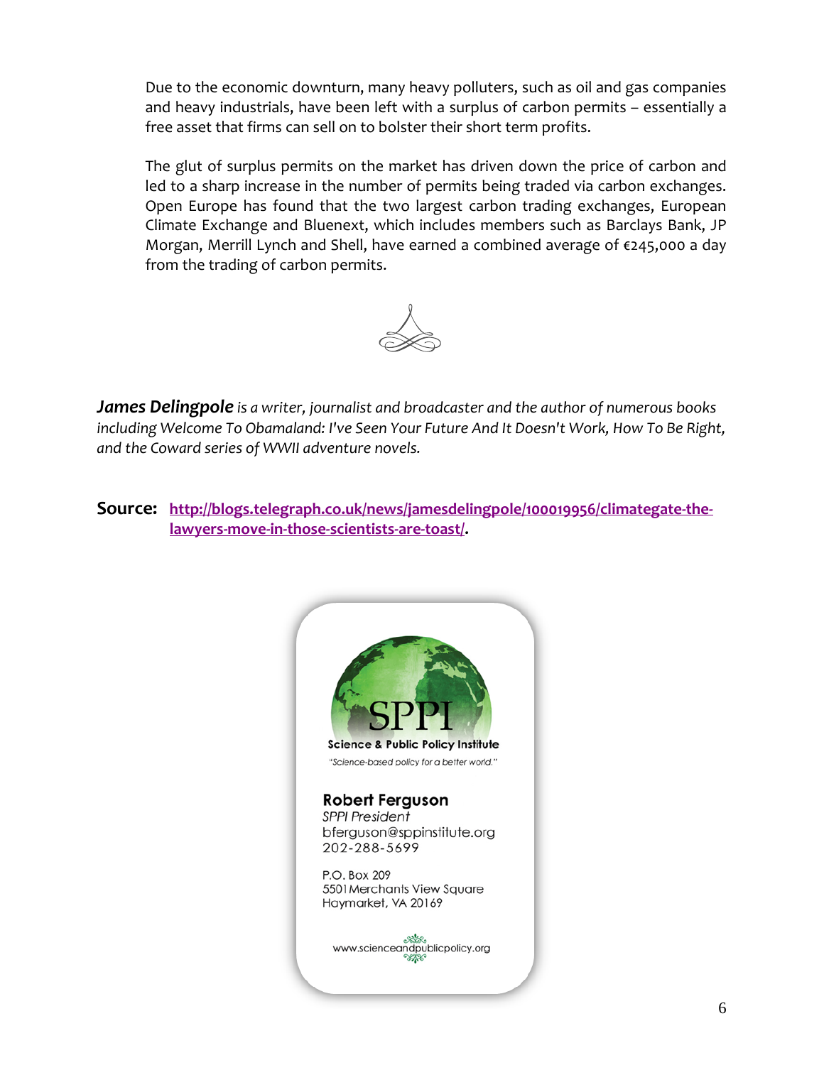Due to the economic downturn, many heavy polluters, such as oil and gas companies and heavy industrials, have been left with a surplus of carbon permits – essentially a free asset that firms can sell on to bolster their short term profits.

The glut of surplus permits on the market has driven down the price of carbon and led to a sharp increase in the number of permits being traded via carbon exchanges. Open Europe has found that the two largest carbon trading exchanges, European Climate Exchange and Bluenext, which includes members such as Barclays Bank, JP Morgan, Merrill Lynch and Shell, have earned a combined average of €245,000 a day from the trading of carbon permits.

***James Delingpole*** *is a writer, journalist and broadcaster and the author of numerous books including Welcome To Obamaland: I've Seen Your Future And It Doesn't Work, How To Be Right, and the Coward series of WWII adventure novels.*

**Source:** [http://blogs.telegraph.co.uk/news/jamesdelingpole/100019956/climategate-the-lawyers-move-in-those-scientists-are-toast/](http://blogs.telegraph.co.uk/news/jamesdelingpole/100019956/climategate-the-lawyers-move-in-those-scientists-are-toast/).

SPPI
Science & Public Policy Institute
*"Science-based policy for a better world."*

**Robert Ferguson**
*SPPI President*
bferguson@sppinstitute.org
202-288-5699

P.O. Box 209
5501 Merchants View Square
Haymarket, VA 20169

www.scienceandpublicpolicy.org